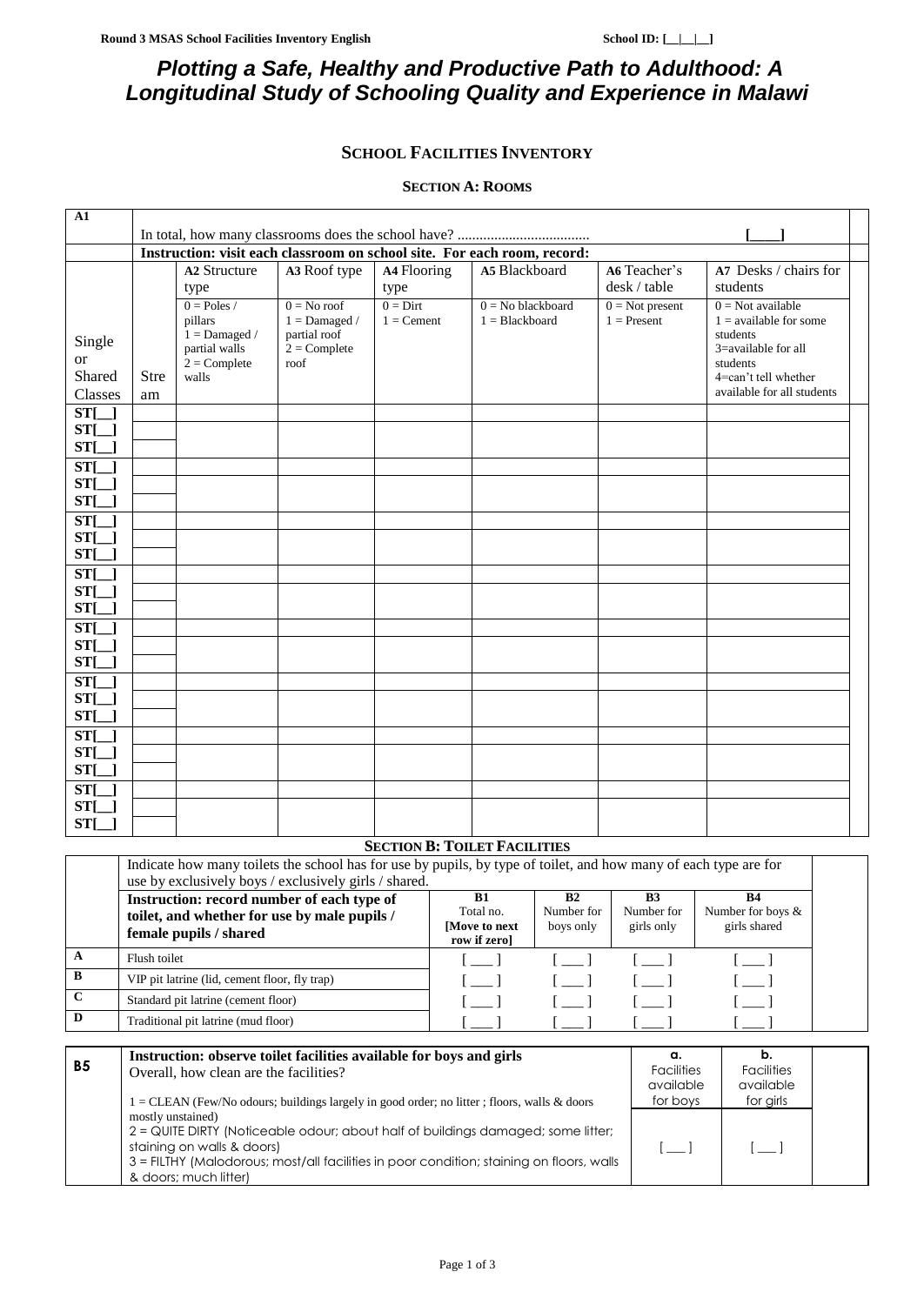# Plotting a Safe, Healthy and Productive Path to Adulthood: A Longitudinal Study of Schooling Quality and Experience in Malawi

## School Facilities Inventory

### Section A: Rooms

| A1 | In total, how many classrooms does the school have? .................................... [____] | | | | | | |
|---|---|---|---|---|---|---|---|
| | **Instruction: visit each classroom on school site. For each room, record:** | | | | | | |
| Single or Shared Classes | Stream | **A2** Structure type<br>0 = Poles / pillars<br>1 = Damaged / partial walls<br>2 = Complete walls | **A3** Roof type<br>0 = No roof<br>1 = Damaged / partial roof<br>2 = Complete roof | **A4** Flooring type<br>0 = Dirt<br>1 = Cement | **A5** Blackboard<br>0 = No blackboard<br>1 = Blackboard | **A6** Teacher's desk / table<br>0 = Not present<br>1 = Present | **A7** Desks / chairs for students<br>0 = Not available<br>1 = available for some students<br>3=available for all students<br>4=can't tell whether available for all students |
| ST[__] | | | | | | | |
| ST[__] | | | | | | | |
| ST[__] | | | | | | | |
| ST[__] | | | | | | | |
| ST[__] | | | | | | | |
| ST[__] | | | | | | | |
| ST[__] | | | | | | | |
| ST[__] | | | | | | | |
| ST[__] | | | | | | | |
| ST[__] | | | | | | | |
| ST[__] | | | | | | | |
| ST[__] | | | | | | | |
| ST[__] | | | | | | | |
| ST[__] | | | | | | | |
| ST[__] | | | | | | | |
| ST[__] | | | | | | | |
| ST[__] | | | | | | | |
| ST[__] | | | | | | | |
| ST[__] | | | | | | | |
| ST[__] | | | | | | | |
| ST[__] | | | | | | | |
| ST[__] | | | | | | | |
| ST[__] | | | | | | | |
| ST[__] | | | | | | | |

### Section B: Toilet Facilities

| | Indicate how many toilets the school has for use by pupils, by type of toilet, and how many of each type are for use by exclusively boys / exclusively girls / shared. | | | | |
|---|---|---|---|---|---|
| | **Instruction: record number of each type of toilet, and whether for use by male pupils / female pupils / shared** | **B1** Total no. **[Move to next row if zero]** | **B2** Number for boys only | **B3** Number for girls only | **B4** Number for boys & girls shared |
| **A** | Flush toilet | [ ___ ] | [ ___ ] | [ ___ ] | [ ___ ] |
| **B** | VIP pit latrine (lid, cement floor, fly trap) | [ ___ ] | [ ___ ] | [ ___ ] | [ ___ ] |
| **C** | Standard pit latrine (cement floor) | [ ___ ] | [ ___ ] | [ ___ ] | [ ___ ] |
| **D** | Traditional pit latrine (mud floor) | [ ___ ] | [ ___ ] | [ ___ ] | [ ___ ] |

| **B5** | **Instruction: observe toilet facilities available for boys and girls**<br>Overall, how clean are the facilities?<br>1 = CLEAN (Few/No odours; buildings largely in good order; no litter ; floors, walls & doors mostly unstained)<br>2 = QUITE DIRTY (Noticeable odour; about half of buildings damaged; some litter; staining on walls & doors)<br>3 = FILTHY (Malodorous; most/all facilities in poor condition; staining on floors, walls & doors; much litter) | **a.** Facilities available for boys | **b.** Facilities available for girls |
|---|---|---|---|
| | | [ ___ ] | [ ___ ] |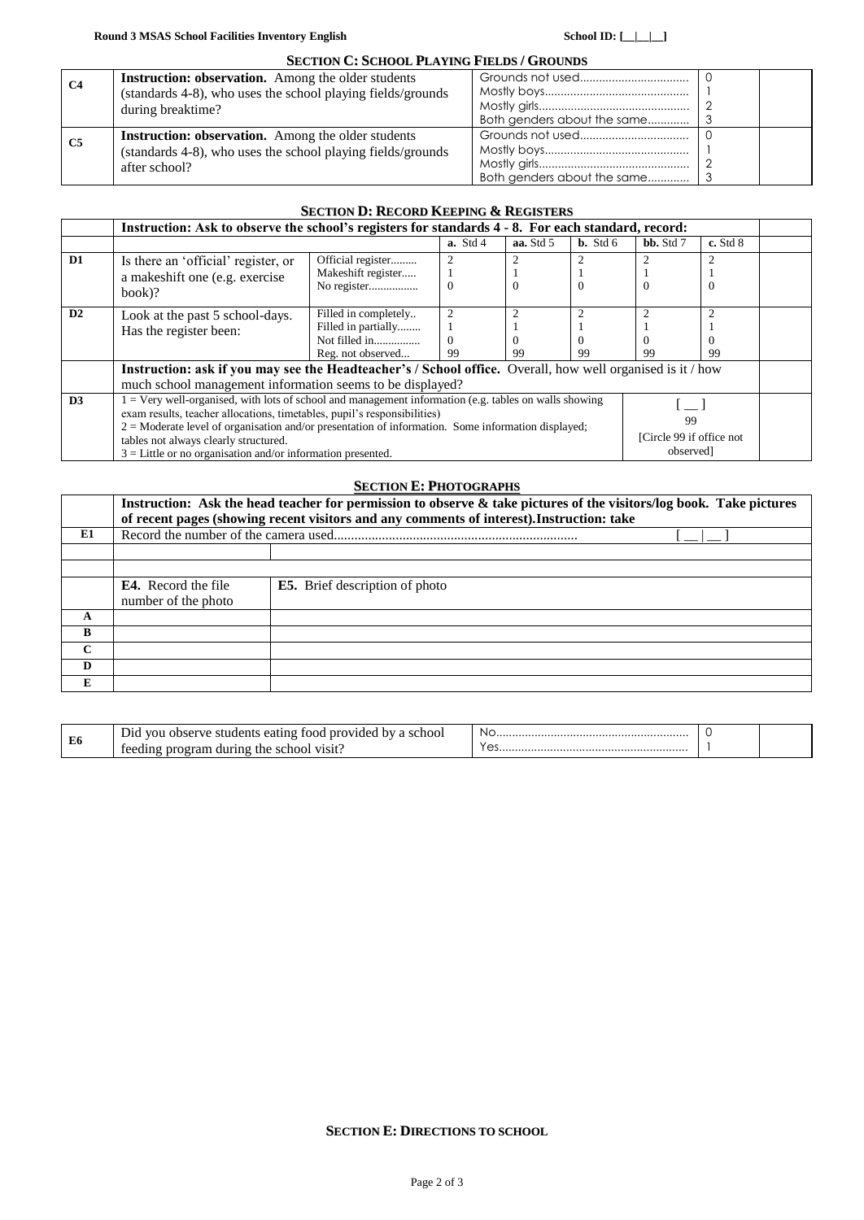## SECTION C: SCHOOL PLAYING FIELDS / GROUNDS

| | | | | |
|---|---|---|---|---|
| **C4** | **Instruction: observation.** Among the older students (standards 4-8), who uses the school playing fields/grounds during breaktime? | Grounds not used.................................<br>Mostly boys............................................<br>Mostly girls...............................................<br>Both genders about the same............. | 0<br>1<br>2<br>3 | |
| **C5** | **Instruction: observation.** Among the older students (standards 4-8), who uses the school playing fields/grounds after school? | Grounds not used.................................<br>Mostly boys............................................<br>Mostly girls...............................................<br>Both genders about the same............. | 0<br>1<br>2<br>3 | |

## SECTION D: RECORD KEEPING & REGISTERS

| | **Instruction: Ask to observe the school's registers for standards 4 - 8. For each standard, record:** | | | | | | | |
|---|---|---|---|---|---|---|---|---|
| | | | **a.** Std 4 | **aa.** Std 5 | **b.** Std 6 | **bb.** Std 7 | **c.** Std 8 | |
| **D1** | Is there an 'official' register, or a makeshift one (e.g. exercise book)? | Official register.........<br>Makeshift register.....<br>No register................. | 2<br>1<br>0 | 2<br>1<br>0 | 2<br>1<br>0 | 2<br>1<br>0 | 2<br>1<br>0 | |
| **D2** | Look at the past 5 school-days. Has the register been: | Filled in completely..<br>Filled in partially........<br>Not filled in................<br>Reg. not observed... | 2<br>1<br>0<br>99 | 2<br>1<br>0<br>99 | 2<br>1<br>0<br>99 | 2<br>1<br>0<br>99 | 2<br>1<br>0<br>99 | |
| | **Instruction: ask if you may see the Headteacher's / School office.** Overall, how well organised is it / how much school management information seems to be displayed? | | | | | | | |
| **D3** | 1 = Very well-organised, with lots of school and management information (e.g. tables on walls showing exam results, teacher allocations, timetables, pupil's responsibilities)<br>2 = Moderate level of organisation and/or presentation of information. Some information displayed; tables not always clearly structured.<br>3 = Little or no organisation and/or information presented. | | | | | [ __ ]<br>99<br>[Circle 99 if office not observed] | | |

## SECTION E: PHOTOGRAPHS

| | | |
|---|---|---|
| | **Instruction: Ask the head teacher for permission to observe & take pictures of the visitors/log book. Take pictures of recent pages (showing recent visitors and any comments of interest).Instruction: take** | |
| **E1** | Record the number of the camera used....................................................................... [ __ \| __ ] | |
| | | |
| | | |
| | **E4.** Record the file number of the photo | **E5.** Brief description of photo |
| **A** | | |
| **B** | | |
| **C** | | |
| **D** | | |
| **E** | | |

| | | | | |
|---|---|---|---|---|
| **E6** | Did you observe students eating food provided by a school feeding program during the school visit? | No...........................................................<br>Yes.......................................................... | 0<br>1 | |

**SECTION E: DIRECTIONS TO SCHOOL**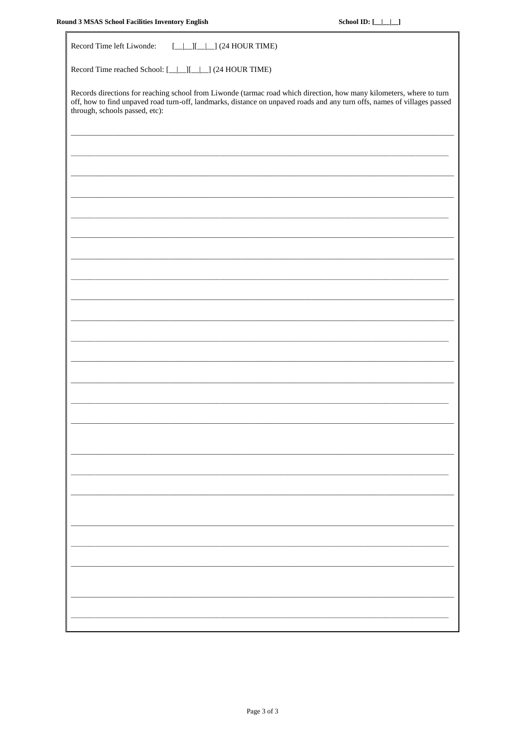Record Time left Liwonde: [__|__][__|__] (24 HOUR TIME)

Record Time reached School: [__|__][__|__] (24 HOUR TIME)

Records directions for reaching school from Liwonde (tarmac road which direction, how many kilometers, where to turn off, how to find unpaved road turn-off, landmarks, distance on unpaved roads and any turn offs, names of villages passed through, schools passed, etc):

______________________________________________________________________________

______________________________________________________________________________

______________________________________________________________________________

______________________________________________________________________________

______________________________________________________________________________

______________________________________________________________________________

______________________________________________________________________________

______________________________________________________________________________

______________________________________________________________________________

______________________________________________________________________________

______________________________________________________________________________

______________________________________________________________________________

______________________________________________________________________________

______________________________________________________________________________

______________________________________________________________________________

______________________________________________________________________________

______________________________________________________________________________

______________________________________________________________________________

______________________________________________________________________________

______________________________________________________________________________

______________________________________________________________________________

______________________________________________________________________________

______________________________________________________________________________